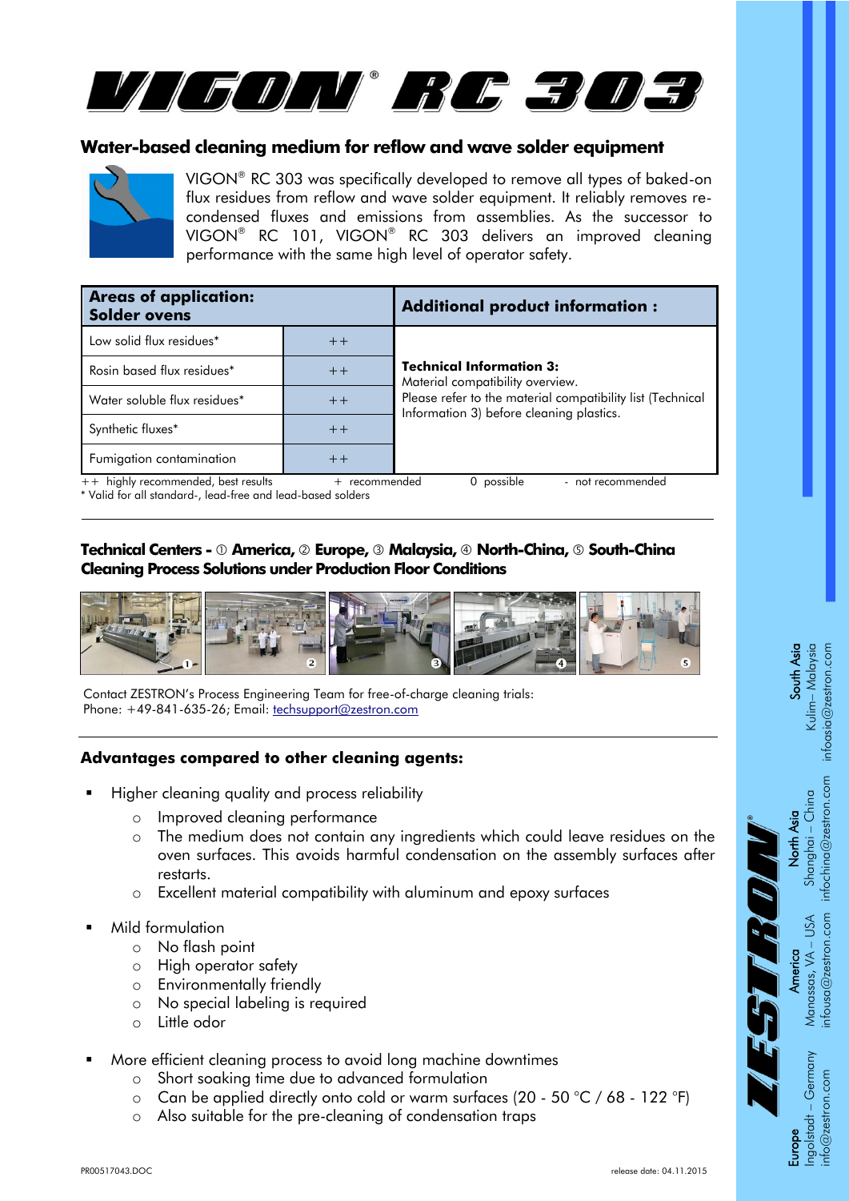# VIGON® RC 303

## Water-based cleaning medium for reflow and wave solder equipment

VIGON® RC 303 was specifically developed to remove all types of baked-on flux residues from reflow and wave solder equipment. It reliably removes re-condensed fluxes and emissions from assemblies. As the successor to VIGON® RC 101, VIGON® RC 303 delivers an improved cleaning performance with the same high level of operator safety.

| Areas of application: Solder ovens | | Additional product information : |
|---|---|---|
| Low solid flux residues* | ++ | **Technical Information 3:** Material compatibility overview. Please refer to the material compatibility list (Technical Information 3) before cleaning plastics. |
| Rosin based flux residues* | ++ | |
| Water soluble flux residues* | ++ | |
| Synthetic fluxes* | ++ | |
| Fumigation contamination | ++ | |

++ highly recommended, best results    + recommended    0 possible    - not recommended
* Valid for all standard-, lead-free and lead-based solders

**Technical Centers - ① America, ② Europe, ③ Malaysia, ④ North-China, ⑤ South-China**
**Cleaning Process Solutions under Production Floor Conditions**

Contact ZESTRON's Process Engineering Team for free-of-charge cleaning trials:
Phone: +49-841-635-26; Email: techsupport@zestron.com

## Advantages compared to other cleaning agents:

- Higher cleaning quality and process reliability
  - Improved cleaning performance
  - The medium does not contain any ingredients which could leave residues on the oven surfaces. This avoids harmful condensation on the assembly surfaces after restarts.
  - Excellent material compatibility with aluminum and epoxy surfaces
- Mild formulation
  - No flash point
  - High operator safety
  - Environmentally friendly
  - No special labeling is required
  - Little odor
- More efficient cleaning process to avoid long machine downtimes
  - Short soaking time due to advanced formulation
  - Can be applied directly onto cold or warm surfaces (20 - 50 °C / 68 - 122 °F)
  - Also suitable for the pre-cleaning of condensation traps

PR00517043.DOC    release date: 04.11.2015

ZESTRON®
Europe – Ingolstadt – Germany – info@zestron.com
America – Manassas, VA – USA – infousa@zestron.com
North Asia – Shanghai – China – infochina@zestron.com
South Asia – Kulim – Malaysia – infoasia@zestron.com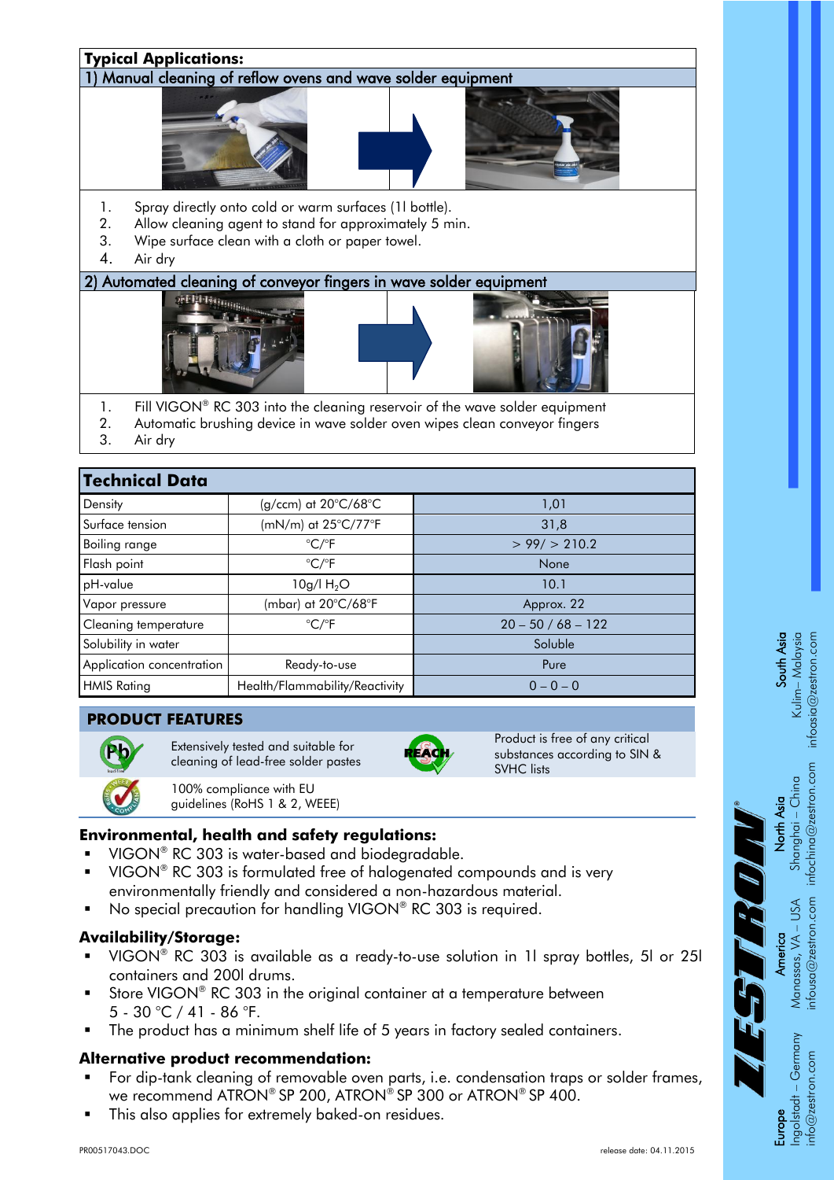## Typical Applications:

### 1) Manual cleaning of reflow ovens and wave solder equipment

1. Spray directly onto cold or warm surfaces (1l bottle).
2. Allow cleaning agent to stand for approximately 5 min.
3. Wipe surface clean with a cloth or paper towel.
4. Air dry

### 2) Automated cleaning of conveyor fingers in wave solder equipment

1. Fill VIGON® RC 303 into the cleaning reservoir of the wave solder equipment
2. Automatic brushing device in wave solder oven wipes clean conveyor fingers
3. Air dry

## Technical Data

| | | |
|---|---|---|
| Density | (g/ccm) at 20°C/68°C | 1,01 |
| Surface tension | (mN/m) at 25°C/77°F | 31,8 |
| Boiling range | °C/°F | > 99/ > 210.2 |
| Flash point | °C/°F | None |
| pH-value | 10g/l $H_2O$ | 10.1 |
| Vapor pressure | (mbar) at 20°C/68°F | Approx. 22 |
| Cleaning temperature | °C/°F | 20 – 50 / 68 – 122 |
| Solubility in water | | Soluble |
| Application concentration | Ready-to-use | Pure |
| HMIS Rating | Health/Flammability/Reactivity | 0 – 0 – 0 |

## PRODUCT FEATURES

- Extensively tested and suitable for cleaning of lead-free solder pastes
- Product is free of any critical substances according to SIN & SVHC lists
- 100% compliance with EU guidelines (RoHS 1 & 2, WEEE)

## Environmental, health and safety regulations:

- VIGON® RC 303 is water-based and biodegradable.
- VIGON® RC 303 is formulated free of halogenated compounds and is very environmentally friendly and considered a non-hazardous material.
- No special precaution for handling VIGON® RC 303 is required.

## Availability/Storage:

- VIGON® RC 303 is available as a ready-to-use solution in 1l spray bottles, 5l or 25l containers and 200l drums.
- Store VIGON® RC 303 in the original container at a temperature between 5 - 30 °C / 41 - 86 °F.
- The product has a minimum shelf life of 5 years in factory sealed containers.

## Alternative product recommendation:

- For dip-tank cleaning of removable oven parts, i.e. condensation traps or solder frames, we recommend ATRON® SP 200, ATRON® SP 300 or ATRON® SP 400.
- This also applies for extremely baked-on residues.

PR00517043.DOC

release date: 04.11.2015

ZESTRON®

Europe
Ingolstadt – Germany
info@zestron.com

America
Manassas, VA – USA
infousa@zestron.com

North Asia
Shanghai – China
infochina@zestron.com

South Asia
Kulim– Malaysia
infoasia@zestron.com